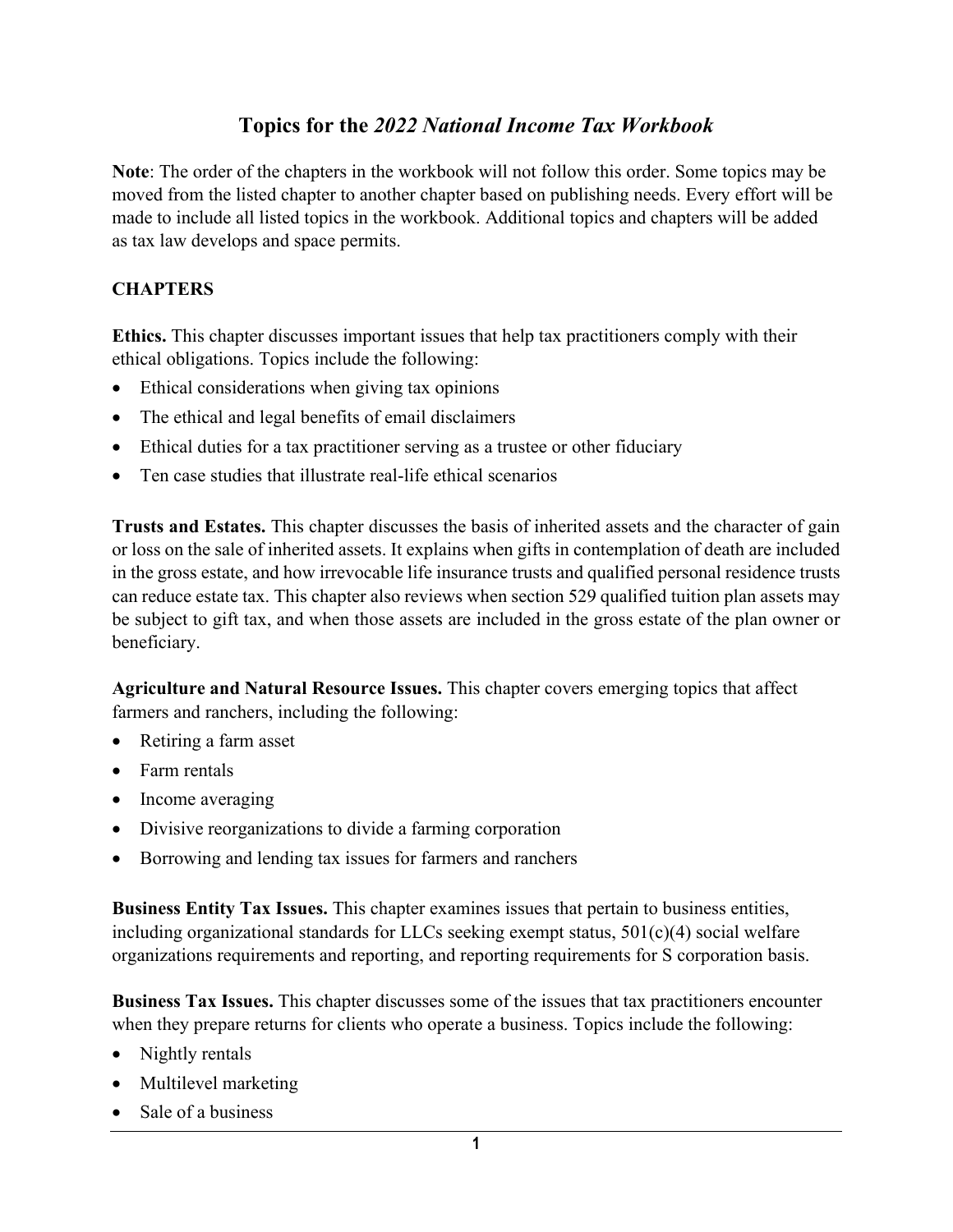# Topics for the *2022 National Income Tax Workbook*

**Note**: The order of the chapters in the workbook will not follow this order. Some topics may be moved from the listed chapter to another chapter based on publishing needs. Every effort will be made to include all listed topics in the workbook. Additional topics and chapters will be added as tax law develops and space permits.

## CHAPTERS

**Ethics.** This chapter discusses important issues that help tax practitioners comply with their ethical obligations. Topics include the following:

- Ethical considerations when giving tax opinions
- The ethical and legal benefits of email disclaimers
- Ethical duties for a tax practitioner serving as a trustee or other fiduciary
- Ten case studies that illustrate real-life ethical scenarios

**Trusts and Estates.** This chapter discusses the basis of inherited assets and the character of gain or loss on the sale of inherited assets. It explains when gifts in contemplation of death are included in the gross estate, and how irrevocable life insurance trusts and qualified personal residence trusts can reduce estate tax. This chapter also reviews when section 529 qualified tuition plan assets may be subject to gift tax, and when those assets are included in the gross estate of the plan owner or beneficiary.

**Agriculture and Natural Resource Issues.** This chapter covers emerging topics that affect farmers and ranchers, including the following:

- Retiring a farm asset
- Farm rentals
- Income averaging
- Divisive reorganizations to divide a farming corporation
- Borrowing and lending tax issues for farmers and ranchers

**Business Entity Tax Issues.** This chapter examines issues that pertain to business entities, including organizational standards for LLCs seeking exempt status, 501(c)(4) social welfare organizations requirements and reporting, and reporting requirements for S corporation basis.

**Business Tax Issues.** This chapter discusses some of the issues that tax practitioners encounter when they prepare returns for clients who operate a business. Topics include the following:

- Nightly rentals
- Multilevel marketing
- Sale of a business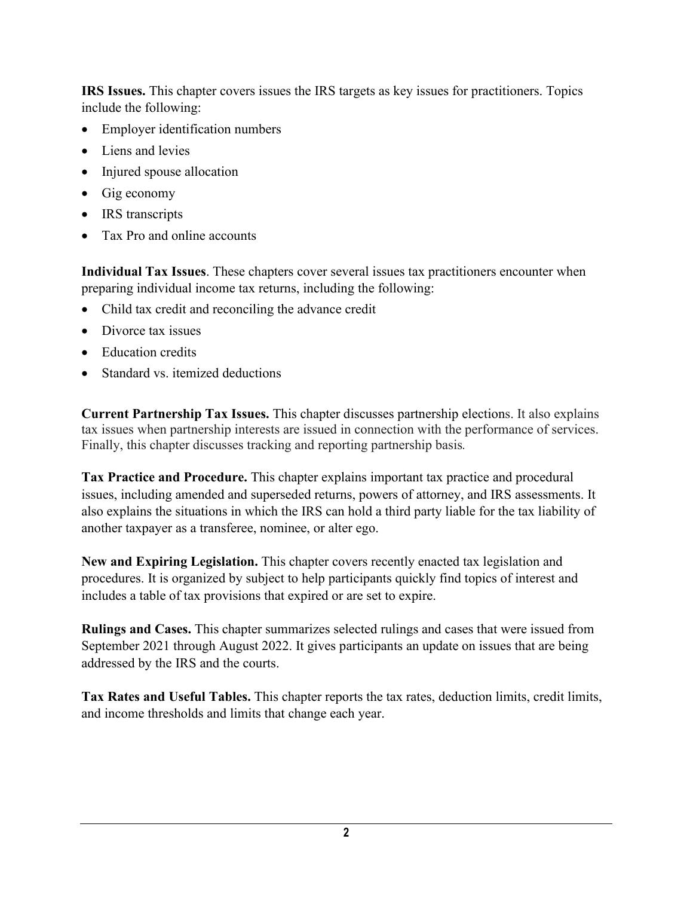**IRS Issues.** This chapter covers issues the IRS targets as key issues for practitioners. Topics include the following:

- Employer identification numbers
- Liens and levies
- Injured spouse allocation
- Gig economy
- IRS transcripts
- Tax Pro and online accounts

**Individual Tax Issues**. These chapters cover several issues tax practitioners encounter when preparing individual income tax returns, including the following:

- Child tax credit and reconciling the advance credit
- Divorce tax issues
- Education credits
- Standard vs. itemized deductions

**Current Partnership Tax Issues.** This chapter discusses partnership elections. It also explains tax issues when partnership interests are issued in connection with the performance of services. Finally, this chapter discusses tracking and reporting partnership basis.

**Tax Practice and Procedure.** This chapter explains important tax practice and procedural issues, including amended and superseded returns, powers of attorney, and IRS assessments. It also explains the situations in which the IRS can hold a third party liable for the tax liability of another taxpayer as a transferee, nominee, or alter ego.

**New and Expiring Legislation.** This chapter covers recently enacted tax legislation and procedures. It is organized by subject to help participants quickly find topics of interest and includes a table of tax provisions that expired or are set to expire.

**Rulings and Cases.** This chapter summarizes selected rulings and cases that were issued from September 2021 through August 2022. It gives participants an update on issues that are being addressed by the IRS and the courts.

**Tax Rates and Useful Tables.** This chapter reports the tax rates, deduction limits, credit limits, and income thresholds and limits that change each year.